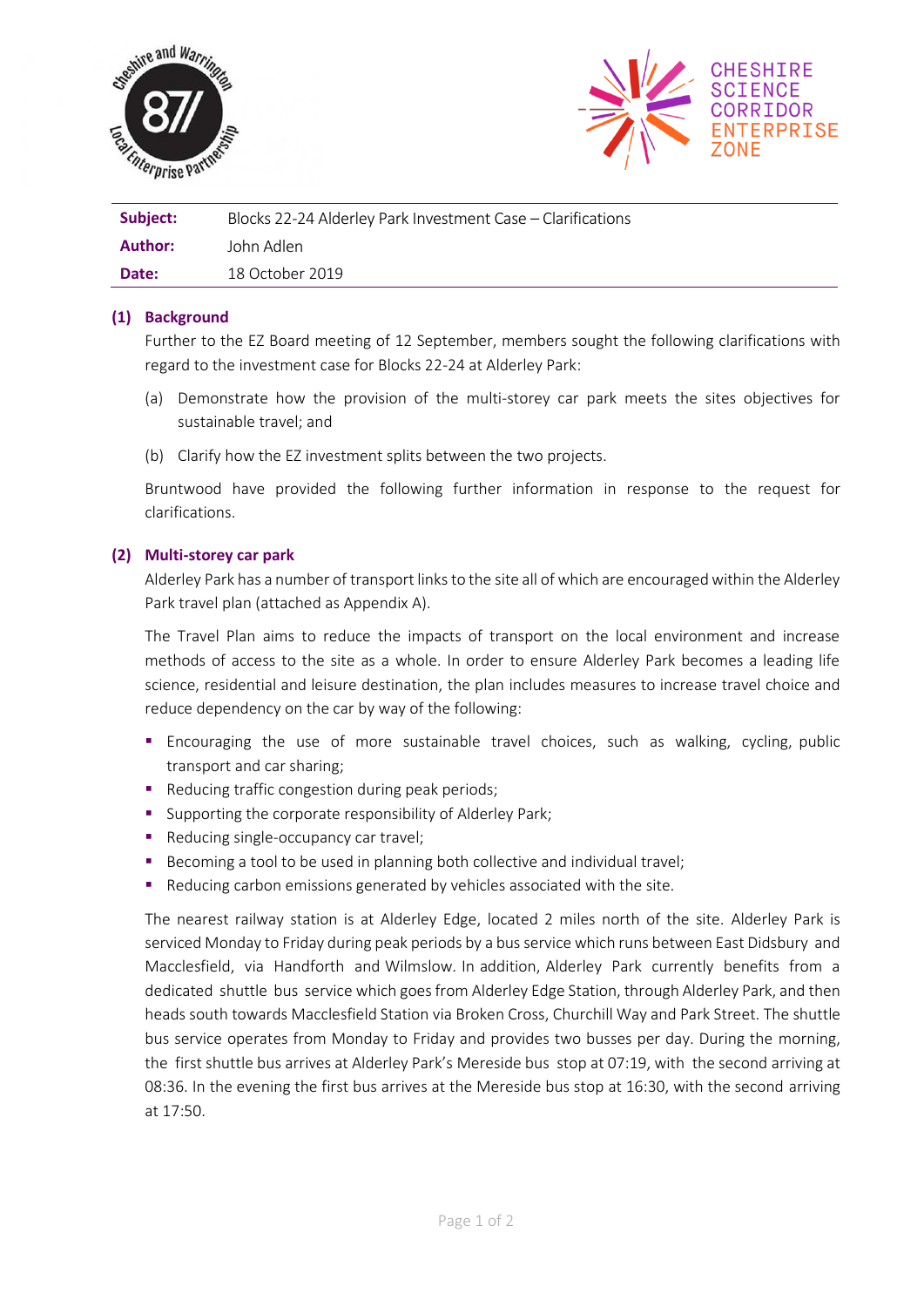| | |
|---|---|
| **Subject:** | Blocks 22-24 Alderley Park Investment Case – Clarifications |
| **Author:** | John Adlen |
| **Date:** | 18 October 2019 |

## (1) Background

Further to the EZ Board meeting of 12 September, members sought the following clarifications with regard to the investment case for Blocks 22-24 at Alderley Park:

(a) Demonstrate how the provision of the multi-storey car park meets the sites objectives for sustainable travel; and

(b) Clarify how the EZ investment splits between the two projects.

Bruntwood have provided the following further information in response to the request for clarifications.

## (2) Multi-storey car park

Alderley Park has a number of transport links to the site all of which are encouraged within the Alderley Park travel plan (attached as Appendix A).

The Travel Plan aims to reduce the impacts of transport on the local environment and increase methods of access to the site as a whole. In order to ensure Alderley Park becomes a leading life science, residential and leisure destination, the plan includes measures to increase travel choice and reduce dependency on the car by way of the following:

- Encouraging the use of more sustainable travel choices, such as walking, cycling, public transport and car sharing;
- Reducing traffic congestion during peak periods;
- Supporting the corporate responsibility of Alderley Park;
- Reducing single-occupancy car travel;
- Becoming a tool to be used in planning both collective and individual travel;
- Reducing carbon emissions generated by vehicles associated with the site.

The nearest railway station is at Alderley Edge, located 2 miles north of the site. Alderley Park is serviced Monday to Friday during peak periods by a bus service which runs between East Didsbury and Macclesfield, via Handforth and Wilmslow. In addition, Alderley Park currently benefits from a dedicated shuttle bus service which goes from Alderley Edge Station, through Alderley Park, and then heads south towards Macclesfield Station via Broken Cross, Churchill Way and Park Street. The shuttle bus service operates from Monday to Friday and provides two busses per day. During the morning, the first shuttle bus arrives at Alderley Park's Mereside bus stop at 07:19, with the second arriving at 08:36. In the evening the first bus arrives at the Mereside bus stop at 16:30, with the second arriving at 17:50.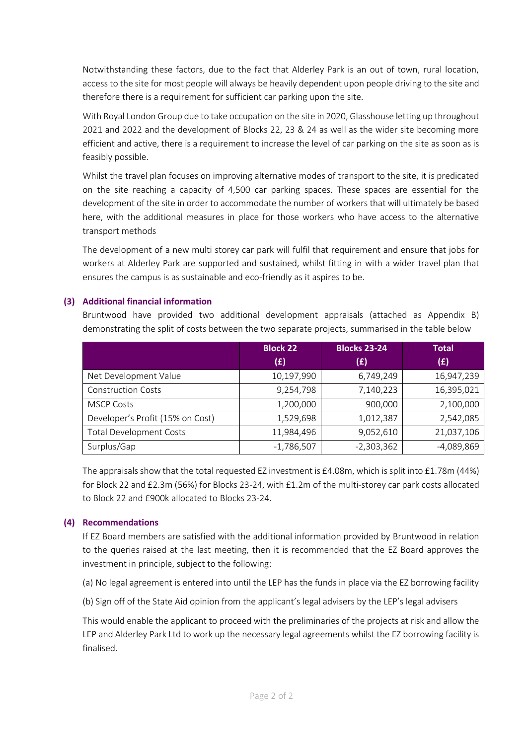Notwithstanding these factors, due to the fact that Alderley Park is an out of town, rural location, access to the site for most people will always be heavily dependent upon people driving to the site and therefore there is a requirement for sufficient car parking upon the site.

With Royal London Group due to take occupation on the site in 2020, Glasshouse letting up throughout 2021 and 2022 and the development of Blocks 22, 23 & 24 as well as the wider site becoming more efficient and active, there is a requirement to increase the level of car parking on the site as soon as is feasibly possible.

Whilst the travel plan focuses on improving alternative modes of transport to the site, it is predicated on the site reaching a capacity of 4,500 car parking spaces. These spaces are essential for the development of the site in order to accommodate the number of workers that will ultimately be based here, with the additional measures in place for those workers who have access to the alternative transport methods

The development of a new multi storey car park will fulfil that requirement and ensure that jobs for workers at Alderley Park are supported and sustained, whilst fitting in with a wider travel plan that ensures the campus is as sustainable and eco-friendly as it aspires to be.

### (3) Additional financial information

Bruntwood have provided two additional development appraisals (attached as Appendix B) demonstrating the split of costs between the two separate projects, summarised in the table below

| | Block 22 (£) | Blocks 23-24 (£) | Total (£) |
|---|---|---|---|
| Net Development Value | 10,197,990 | 6,749,249 | 16,947,239 |
| Construction Costs | 9,254,798 | 7,140,223 | 16,395,021 |
| MSCP Costs | 1,200,000 | 900,000 | 2,100,000 |
| Developer's Profit (15% on Cost) | 1,529,698 | 1,012,387 | 2,542,085 |
| Total Development Costs | 11,984,496 | 9,052,610 | 21,037,106 |
| Surplus/Gap | -1,786,507 | -2,303,362 | -4,089,869 |

The appraisals show that the total requested EZ investment is £4.08m, which is split into £1.78m (44%) for Block 22 and £2.3m (56%) for Blocks 23-24, with £1.2m of the multi-storey car park costs allocated to Block 22 and £900k allocated to Blocks 23-24.

### (4) Recommendations

If EZ Board members are satisfied with the additional information provided by Bruntwood in relation to the queries raised at the last meeting, then it is recommended that the EZ Board approves the investment in principle, subject to the following:

(a) No legal agreement is entered into until the LEP has the funds in place via the EZ borrowing facility

(b) Sign off of the State Aid opinion from the applicant's legal advisers by the LEP's legal advisers

This would enable the applicant to proceed with the preliminaries of the projects at risk and allow the LEP and Alderley Park Ltd to work up the necessary legal agreements whilst the EZ borrowing facility is finalised.